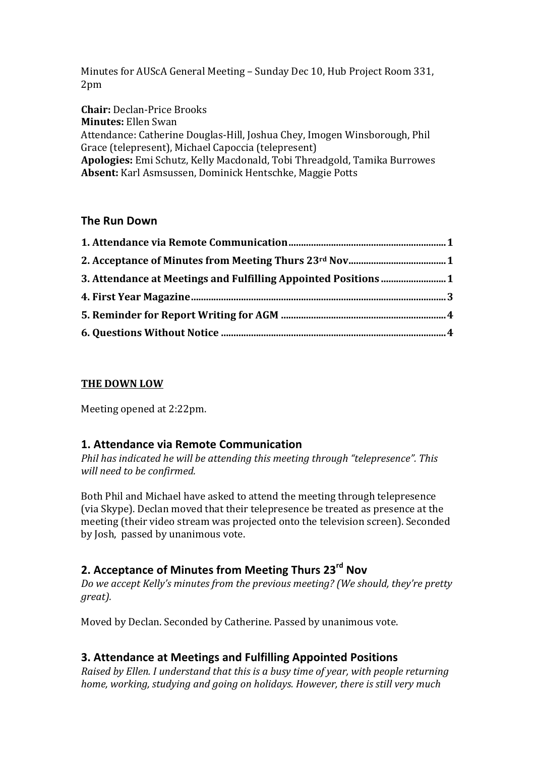Minutes for AUScA General Meeting – Sunday Dec 10, Hub Project Room 331, 2pm

**Chair:** Declan-Price Brooks
**Minutes:** Ellen Swan
Attendance: Catherine Douglas-Hill, Joshua Chey, Imogen Winsborough, Phil Grace (telepresent), Michael Capoccia (telepresent)
**Apologies:** Emi Schutz, Kelly Macdonald, Tobi Threadgold, Tamika Burrowes
**Absent:** Karl Asmsussen, Dominick Hentschke, Maggie Potts

## The Run Down

**1. Attendance via Remote Communication**............................................................ **1**
**2. Acceptance of Minutes from Meeting Thurs 23rd Nov**...................................... **1**
**3. Attendance at Meetings and Fulfilling Appointed Positions**.......................... **1**
**4. First Year Magazine**........................................................................................ **3**
**5. Reminder for Report Writing for AGM**.............................................................. **4**
**6. Questions Without Notice**................................................................................. **4**

**THE DOWN LOW**

Meeting opened at 2:22pm.

## 1. Attendance via Remote Communication

*Phil has indicated he will be attending this meeting through "telepresence". This will need to be confirmed.*

Both Phil and Michael have asked to attend the meeting through telepresence (via Skype). Declan moved that their telepresence be treated as presence at the meeting (their video stream was projected onto the television screen). Seconded by Josh, passed by unanimous vote.

## 2. Acceptance of Minutes from Meeting Thurs 23rd Nov

*Do we accept Kelly's minutes from the previous meeting? (We should, they're pretty great).*

Moved by Declan. Seconded by Catherine. Passed by unanimous vote.

## 3. Attendance at Meetings and Fulfilling Appointed Positions

*Raised by Ellen. I understand that this is a busy time of year, with people returning home, working, studying and going on holidays. However, there is still very much*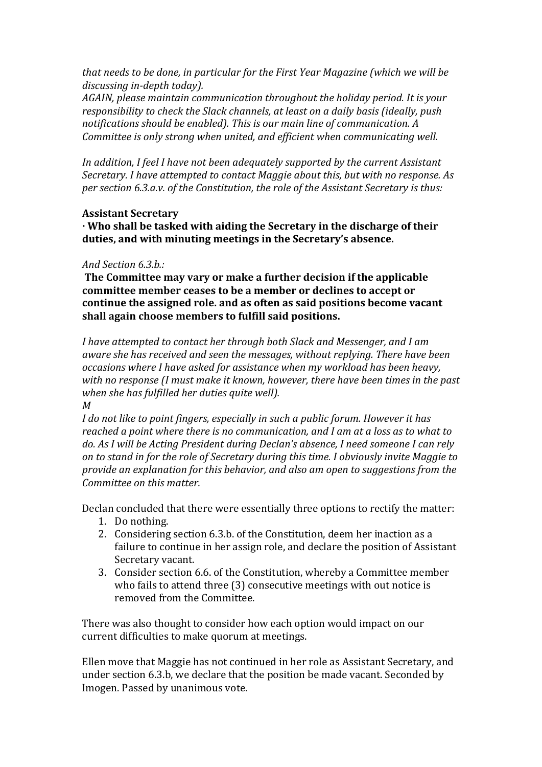*that needs to be done, in particular for the First Year Magazine (which we will be discussing in-depth today).*
*AGAIN, please maintain communication throughout the holiday period. It is your responsibility to check the Slack channels, at least on a daily basis (ideally, push notifications should be enabled). This is our main line of communication. A Committee is only strong when united, and efficient when communicating well.*

*In addition, I feel I have not been adequately supported by the current Assistant Secretary. I have attempted to contact Maggie about this, but with no response. As per section 6.3.a.v. of the Constitution, the role of the Assistant Secretary is thus:*

**Assistant Secretary**
**· Who shall be tasked with aiding the Secretary in the discharge of their duties, and with minuting meetings in the Secretary's absence.**

*And Section 6.3.b.:*
**The Committee may vary or make a further decision if the applicable committee member ceases to be a member or declines to accept or continue the assigned role. and as often as said positions become vacant shall again choose members to fulfill said positions.**

*I have attempted to contact her through both Slack and Messenger, and I am aware she has received and seen the messages, without replying. There have been occasions where I have asked for assistance when my workload has been heavy, with no response (I must make it known, however, there have been times in the past when she has fulfilled her duties quite well).*
*M*
*I do not like to point fingers, especially in such a public forum. However it has reached a point where there is no communication, and I am at a loss as to what to do. As I will be Acting President during Declan's absence, I need someone I can rely on to stand in for the role of Secretary during this time. I obviously invite Maggie to provide an explanation for this behavior, and also am open to suggestions from the Committee on this matter.*

Declan concluded that there were essentially three options to rectify the matter:

1. Do nothing.
2. Considering section 6.3.b. of the Constitution, deem her inaction as a failure to continue in her assign role, and declare the position of Assistant Secretary vacant.
3. Consider section 6.6. of the Constitution, whereby a Committee member who fails to attend three (3) consecutive meetings with out notice is removed from the Committee.

There was also thought to consider how each option would impact on our current difficulties to make quorum at meetings.

Ellen move that Maggie has not continued in her role as Assistant Secretary, and under section 6.3.b, we declare that the position be made vacant. Seconded by Imogen. Passed by unanimous vote.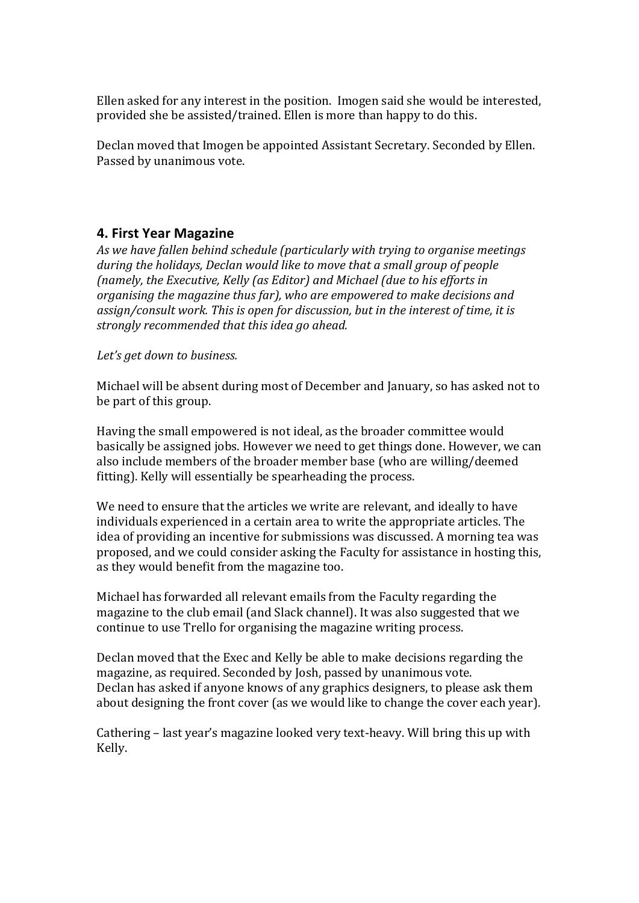Ellen asked for any interest in the position. Imogen said she would be interested, provided she be assisted/trained. Ellen is more than happy to do this.

Declan moved that Imogen be appointed Assistant Secretary. Seconded by Ellen. Passed by unanimous vote.

### 4. First Year Magazine

*As we have fallen behind schedule (particularly with trying to organise meetings during the holidays, Declan would like to move that a small group of people (namely, the Executive, Kelly (as Editor) and Michael (due to his efforts in organising the magazine thus far), who are empowered to make decisions and assign/consult work. This is open for discussion, but in the interest of time, it is strongly recommended that this idea go ahead.*

*Let's get down to business.*

Michael will be absent during most of December and January, so has asked not to be part of this group.

Having the small empowered is not ideal, as the broader committee would basically be assigned jobs. However we need to get things done. However, we can also include members of the broader member base (who are willing/deemed fitting). Kelly will essentially be spearheading the process.

We need to ensure that the articles we write are relevant, and ideally to have individuals experienced in a certain area to write the appropriate articles. The idea of providing an incentive for submissions was discussed. A morning tea was proposed, and we could consider asking the Faculty for assistance in hosting this, as they would benefit from the magazine too.

Michael has forwarded all relevant emails from the Faculty regarding the magazine to the club email (and Slack channel). It was also suggested that we continue to use Trello for organising the magazine writing process.

Declan moved that the Exec and Kelly be able to make decisions regarding the magazine, as required. Seconded by Josh, passed by unanimous vote.
Declan has asked if anyone knows of any graphics designers, to please ask them about designing the front cover (as we would like to change the cover each year).

Cathering – last year's magazine looked very text-heavy. Will bring this up with Kelly.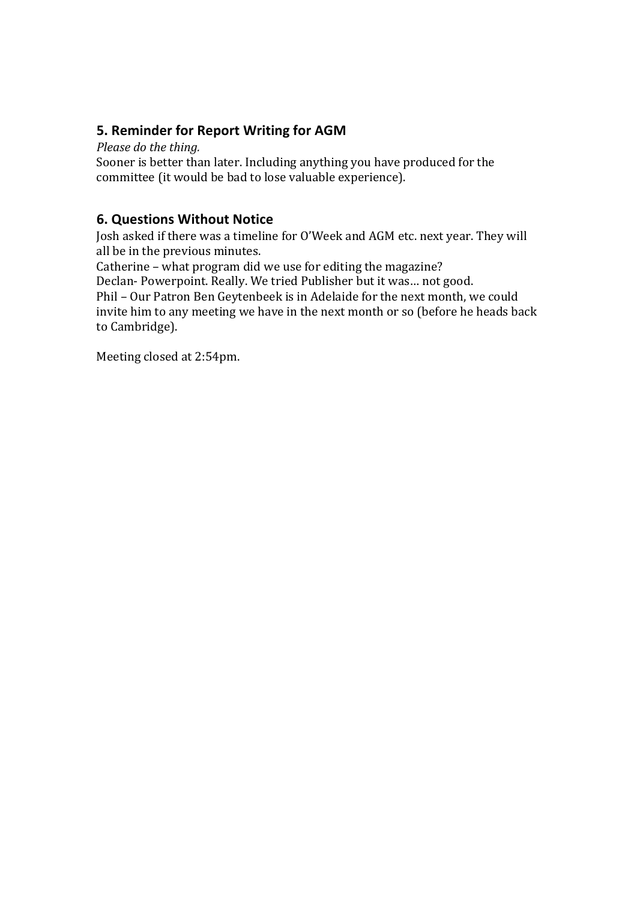## 5. Reminder for Report Writing for AGM

*Please do the thing.*

Sooner is better than later. Including anything you have produced for the committee (it would be bad to lose valuable experience).

## 6. Questions Without Notice

Josh asked if there was a timeline for O'Week and AGM etc. next year. They will all be in the previous minutes.

Catherine – what program did we use for editing the magazine?

Declan- Powerpoint. Really. We tried Publisher but it was… not good.

Phil – Our Patron Ben Geytenbeek is in Adelaide for the next month, we could invite him to any meeting we have in the next month or so (before he heads back to Cambridge).

Meeting closed at 2:54pm.